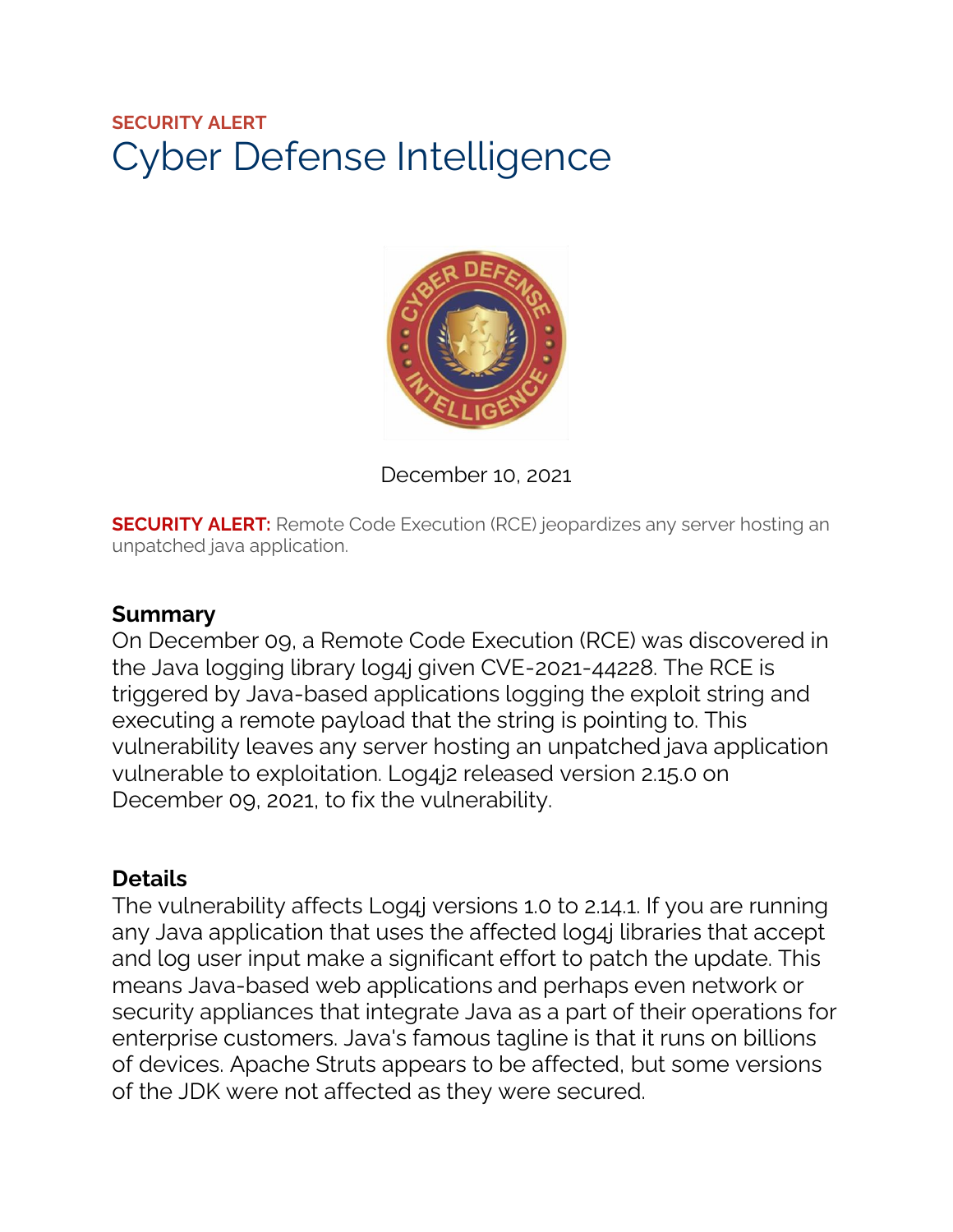**SECURITY ALERT**

# Cyber Defense Intelligence

December 10, 2021

**SECURITY ALERT:** Remote Code Execution (RCE) jeopardizes any server hosting an unpatched java application.

## Summary

On December 09, a Remote Code Execution (RCE) was discovered in the Java logging library log4j given CVE-2021-44228. The RCE is triggered by Java-based applications logging the exploit string and executing a remote payload that the string is pointing to. This vulnerability leaves any server hosting an unpatched java application vulnerable to exploitation. Log4j2 released version 2.15.0 on December 09, 2021, to fix the vulnerability.

## Details

The vulnerability affects Log4j versions 1.0 to 2.14.1. If you are running any Java application that uses the affected log4j libraries that accept and log user input make a significant effort to patch the update. This means Java-based web applications and perhaps even network or security appliances that integrate Java as a part of their operations for enterprise customers. Java's famous tagline is that it runs on billions of devices. Apache Struts appears to be affected, but some versions of the JDK were not affected as they were secured.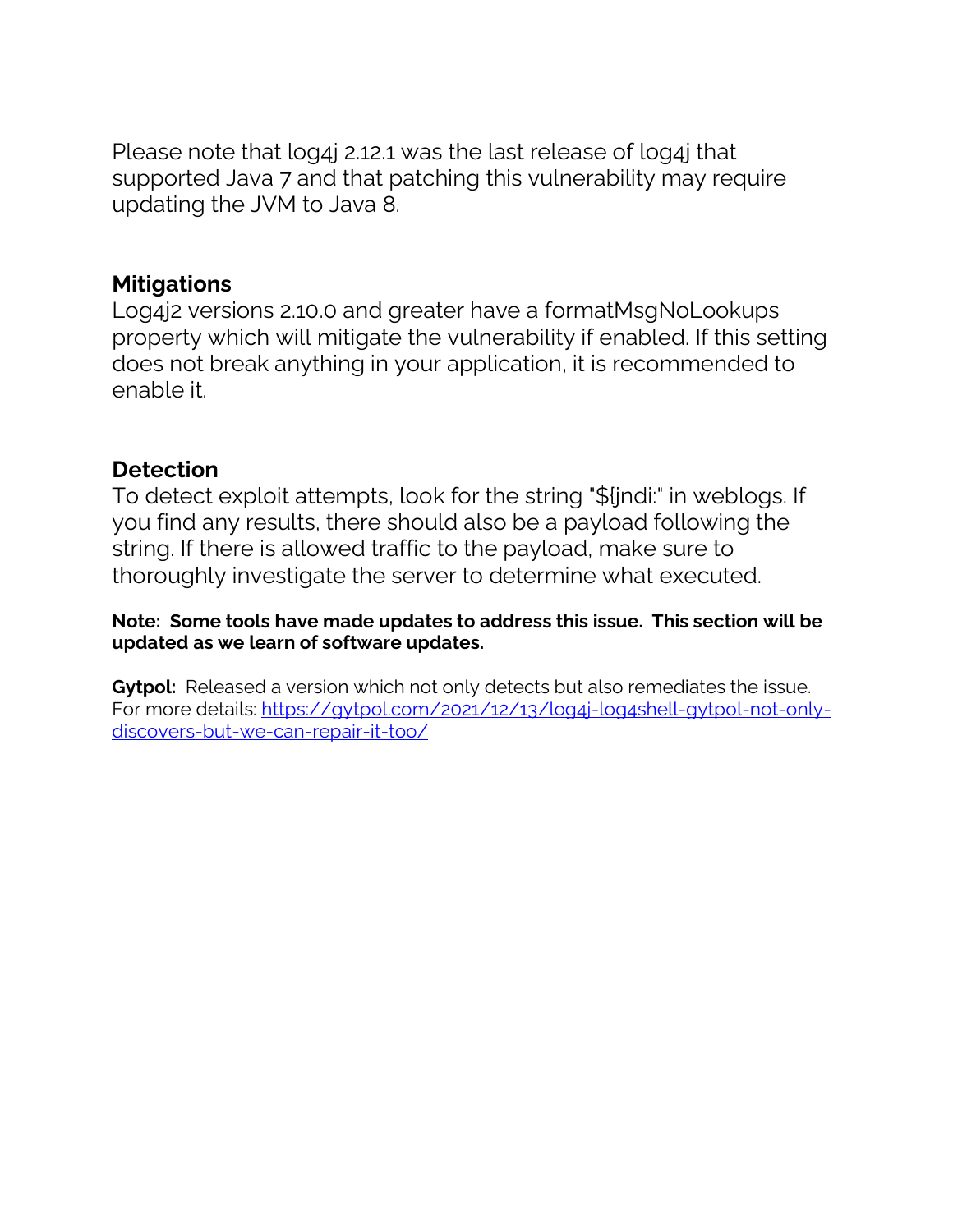Please note that log4j 2.12.1 was the last release of log4j that supported Java 7 and that patching this vulnerability may require updating the JVM to Java 8.

## Mitigations

Log4j2 versions 2.10.0 and greater have a formatMsgNoLookups property which will mitigate the vulnerability if enabled. If this setting does not break anything in your application, it is recommended to enable it.

## Detection

To detect exploit attempts, look for the string "${jndi:" in weblogs. If you find any results, there should also be a payload following the string. If there is allowed traffic to the payload, make sure to thoroughly investigate the server to determine what executed.

**Note: Some tools have made updates to address this issue. This section will be updated as we learn of software updates.**

**Gytpol:** Released a version which not only detects but also remediates the issue. For more details: [https://gytpol.com/2021/12/13/log4j-log4shell-gytpol-not-only-discovers-but-we-can-repair-it-too/](https://gytpol.com/2021/12/13/log4j-log4shell-gytpol-not-only-discovers-but-we-can-repair-it-too/)